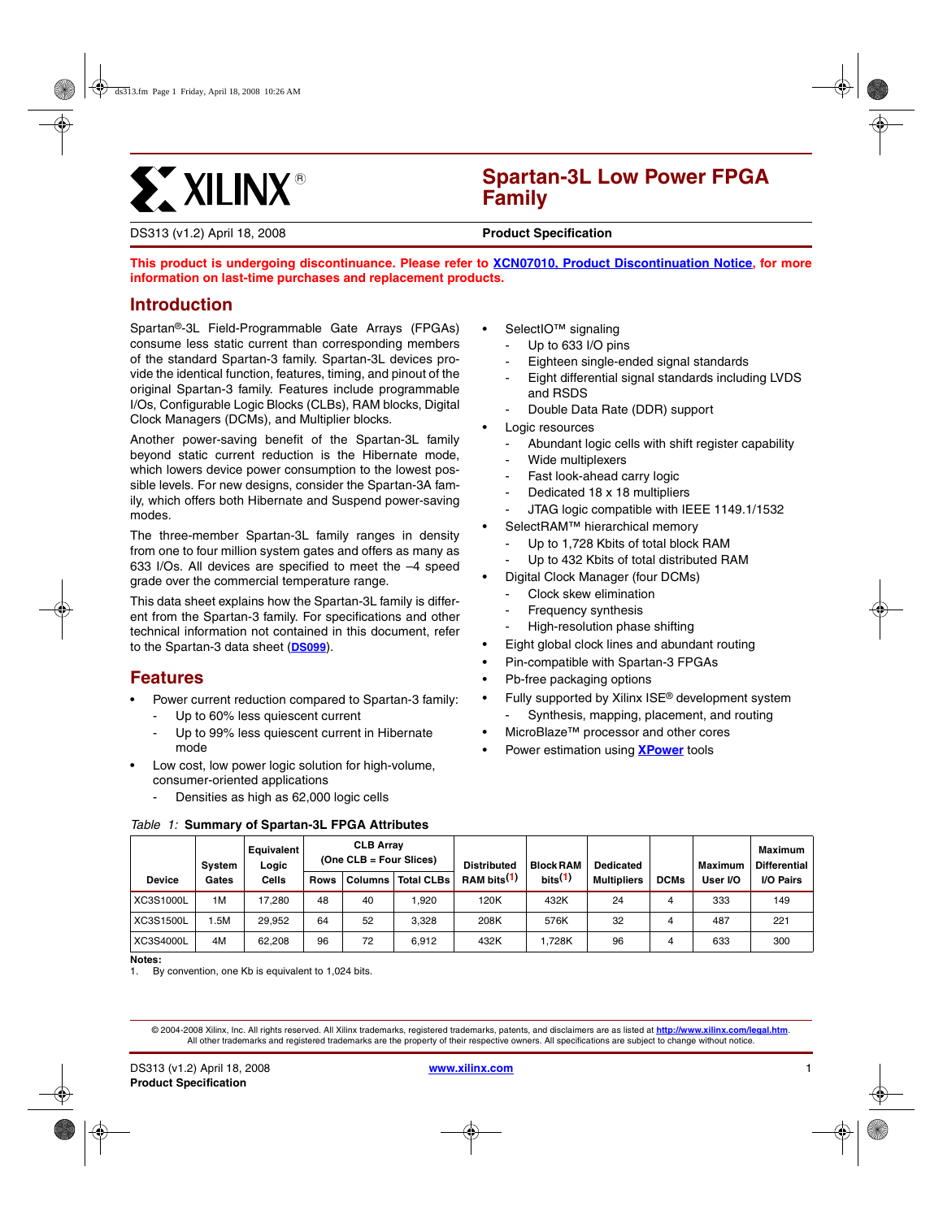# Spartan-3L Low Power FPGA Family

DS313 (v1.2) April 18, 2008 **Product Specification**

**This product is undergoing discontinuance. Please refer to XCN07010, Product Discontinuation Notice, for more information on last-time purchases and replacement products.**

## Introduction

Spartan®-3L Field-Programmable Gate Arrays (FPGAs) consume less static current than corresponding members of the standard Spartan-3 family. Spartan-3L devices provide the identical function, features, timing, and pinout of the original Spartan-3 family. Features include programmable I/Os, Configurable Logic Blocks (CLBs), RAM blocks, Digital Clock Managers (DCMs), and Multiplier blocks.

Another power-saving benefit of the Spartan-3L family beyond static current reduction is the Hibernate mode, which lowers device power consumption to the lowest possible levels. For new designs, consider the Spartan-3A family, which offers both Hibernate and Suspend power-saving modes.

The three-member Spartan-3L family ranges in density from one to four million system gates and offers as many as 633 I/Os. All devices are specified to meet the –4 speed grade over the commercial temperature range.

This data sheet explains how the Spartan-3L family is different from the Spartan-3 family. For specifications and other technical information not contained in this document, refer to the Spartan-3 data sheet (DS099).

## Features

- Power current reduction compared to Spartan-3 family:
  - Up to 60% less quiescent current
  - Up to 99% less quiescent current in Hibernate mode
- Low cost, low power logic solution for high-volume, consumer-oriented applications
  - Densities as high as 62,000 logic cells
- SelectIO™ signaling
  - Up to 633 I/O pins
  - Eighteen single-ended signal standards
  - Eight differential signal standards including LVDS and RSDS
  - Double Data Rate (DDR) support
- Logic resources
  - Abundant logic cells with shift register capability
  - Wide multiplexers
  - Fast look-ahead carry logic
  - Dedicated 18 x 18 multipliers
  - JTAG logic compatible with IEEE 1149.1/1532
- SelectRAM™ hierarchical memory
  - Up to 1,728 Kbits of total block RAM
  - Up to 432 Kbits of total distributed RAM
- Digital Clock Manager (four DCMs)
  - Clock skew elimination
  - Frequency synthesis
  - High-resolution phase shifting
- Eight global clock lines and abundant routing
- Pin-compatible with Spartan-3 FPGAs
- Pb-free packaging options
- Fully supported by Xilinx ISE® development system
  - Synthesis, mapping, placement, and routing
- MicroBlaze™ processor and other cores
- Power estimation using XPower tools

*Table 1:* **Summary of Spartan-3L FPGA Attributes**

| Device | System Gates | Equivalent Logic Cells | CLB Array (One CLB = Four Slices) | | | Distributed RAM bits(1) | Block RAM bits(1) | Dedicated Multipliers | DCMs | Maximum User I/O | Maximum Differential I/O Pairs |
|---|---|---|---|---|---|---|---|---|---|---|---|
| | | | Rows | Columns | Total CLBs | | | | | | |
| XC3S1000L | 1M | 17,280 | 48 | 40 | 1,920 | 120K | 432K | 24 | 4 | 333 | 149 |
| XC3S1500L | 1.5M | 29,952 | 64 | 52 | 3,328 | 208K | 576K | 32 | 4 | 487 | 221 |
| XC3S4000L | 4M | 62,208 | 96 | 72 | 6,912 | 432K | 1,728K | 96 | 4 | 633 | 300 |

**Notes:**
1. By convention, one Kb is equivalent to 1,024 bits.

© 2004-2008 Xilinx, Inc. All rights reserved. All Xilinx trademarks, registered trademarks, patents, and disclaimers are as listed at http://www.xilinx.com/legal.htm. All other trademarks and registered trademarks are the property of their respective owners. All specifications are subject to change without notice.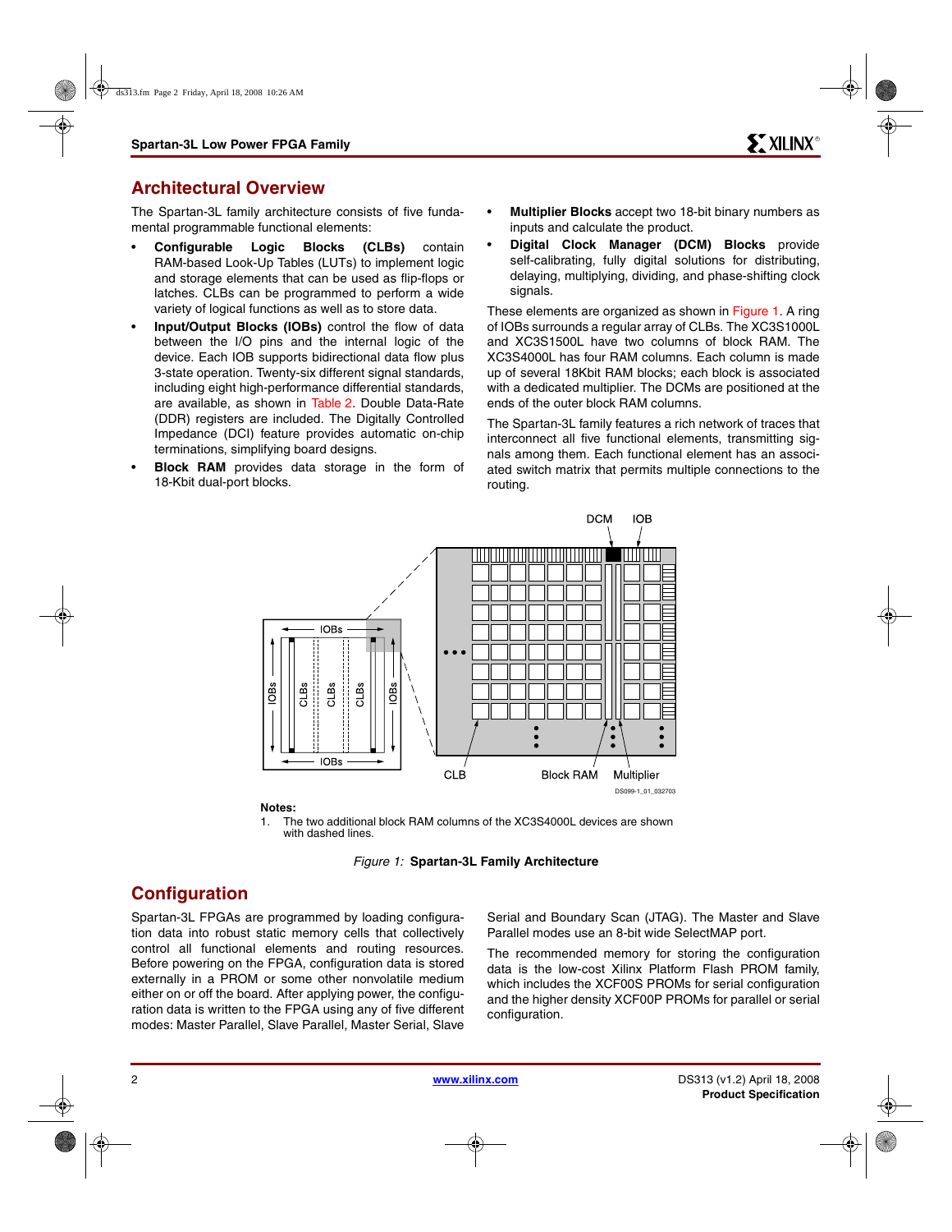## Architectural Overview

The Spartan-3L family architecture consists of five fundamental programmable functional elements:

- **Configurable Logic Blocks (CLBs)** contain RAM-based Look-Up Tables (LUTs) to implement logic and storage elements that can be used as flip-flops or latches. CLBs can be programmed to perform a wide variety of logical functions as well as to store data.
- **Input/Output Blocks (IOBs)** control the flow of data between the I/O pins and the internal logic of the device. Each IOB supports bidirectional data flow plus 3-state operation. Twenty-six different signal standards, including eight high-performance differential standards, are available, as shown in Table 2. Double Data-Rate (DDR) registers are included. The Digitally Controlled Impedance (DCI) feature provides automatic on-chip terminations, simplifying board designs.
- **Block RAM** provides data storage in the form of 18-Kbit dual-port blocks.
- **Multiplier Blocks** accept two 18-bit binary numbers as inputs and calculate the product.
- **Digital Clock Manager (DCM) Blocks** provide self-calibrating, fully digital solutions for distributing, delaying, multiplying, dividing, and phase-shifting clock signals.

These elements are organized as shown in Figure 1. A ring of IOBs surrounds a regular array of CLBs. The XC3S1000L and XC3S1500L have two columns of block RAM. The XC3S4000L has four RAM columns. Each column is made up of several 18Kbit RAM blocks; each block is associated with a dedicated multiplier. The DCMs are positioned at the ends of the outer block RAM columns.

The Spartan-3L family features a rich network of traces that interconnect all five functional elements, transmitting signals among them. Each functional element has an associated switch matrix that permits multiple connections to the routing.

DCM IOB

IOBs IOBs CLBs CLBs CLBs IOBs IOBs

CLB Block RAM Multiplier

DS099-1_01_032703

**Notes:**

1. The two additional block RAM columns of the XC3S4000L devices are shown with dashed lines.

*Figure 1:* **Spartan-3L Family Architecture**

## Configuration

Spartan-3L FPGAs are programmed by loading configuration data into robust static memory cells that collectively control all functional elements and routing resources. Before powering on the FPGA, configuration data is stored externally in a PROM or some other nonvolatile medium either on or off the board. After applying power, the configuration data is written to the FPGA using any of five different modes: Master Parallel, Slave Parallel, Master Serial, Slave Serial and Boundary Scan (JTAG). The Master and Slave Parallel modes use an 8-bit wide SelectMAP port.

The recommended memory for storing the configuration data is the low-cost Xilinx Platform Flash PROM family, which includes the XCF00S PROMs for serial configuration and the higher density XCF00P PROMs for parallel or serial configuration.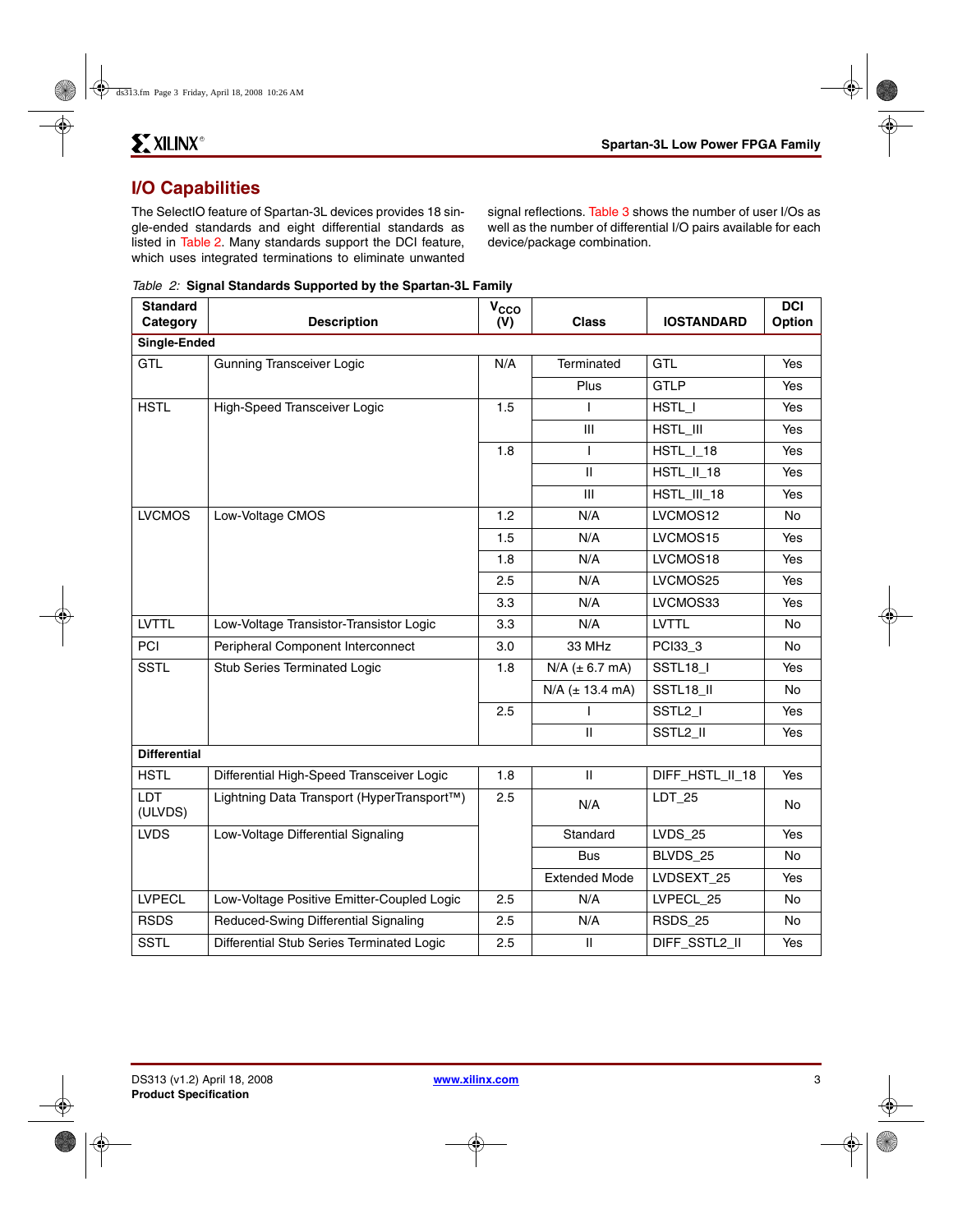## I/O Capabilities

The SelectIO feature of Spartan-3L devices provides 18 single-ended standards and eight differential standards as listed in Table 2. Many standards support the DCI feature, which uses integrated terminations to eliminate unwanted signal reflections. Table 3 shows the number of user I/Os as well as the number of differential I/O pairs available for each device/package combination.

*Table 2:* **Signal Standards Supported by the Spartan-3L Family**

| Standard Category | Description | $V_{CCO}$ (V) | Class | IOSTANDARD | DCI Option |
|---|---|---|---|---|---|
| **Single-Ended** | | | | | |
| GTL | Gunning Transceiver Logic | N/A | Terminated | GTL | Yes |
| | | | Plus | GTLP | Yes |
| HSTL | High-Speed Transceiver Logic | 1.5 | I | HSTL_I | Yes |
| | | | III | HSTL_III | Yes |
| | | 1.8 | I | HSTL_I_18 | Yes |
| | | | II | HSTL_II_18 | Yes |
| | | | III | HSTL_III_18 | Yes |
| LVCMOS | Low-Voltage CMOS | 1.2 | N/A | LVCMOS12 | No |
| | | 1.5 | N/A | LVCMOS15 | Yes |
| | | 1.8 | N/A | LVCMOS18 | Yes |
| | | 2.5 | N/A | LVCMOS25 | Yes |
| | | 3.3 | N/A | LVCMOS33 | Yes |
| LVTTL | Low-Voltage Transistor-Transistor Logic | 3.3 | N/A | LVTTL | No |
| PCI | Peripheral Component Interconnect | 3.0 | 33 MHz | PCI33_3 | No |
| SSTL | Stub Series Terminated Logic | 1.8 | N/A (± 6.7 mA) | SSTL18_I | Yes |
| | | | N/A (± 13.4 mA) | SSTL18_II | No |
| | | 2.5 | I | SSTL2_I | Yes |
| | | | II | SSTL2_II | Yes |
| **Differential** | | | | | |
| HSTL | Differential High-Speed Transceiver Logic | 1.8 | II | DIFF_HSTL_II_18 | Yes |
| LDT (ULVDS) | Lightning Data Transport (HyperTransport™) | 2.5 | N/A | LDT_25 | No |
| LVDS | Low-Voltage Differential Signaling | | Standard | LVDS_25 | Yes |
| | | | Bus | BLVDS_25 | No |
| | | | Extended Mode | LVDSEXT_25 | Yes |
| LVPECL | Low-Voltage Positive Emitter-Coupled Logic | 2.5 | N/A | LVPECL_25 | No |
| RSDS | Reduced-Swing Differential Signaling | 2.5 | N/A | RSDS_25 | No |
| SSTL | Differential Stub Series Terminated Logic | 2.5 | II | DIFF_SSTL2_II | Yes |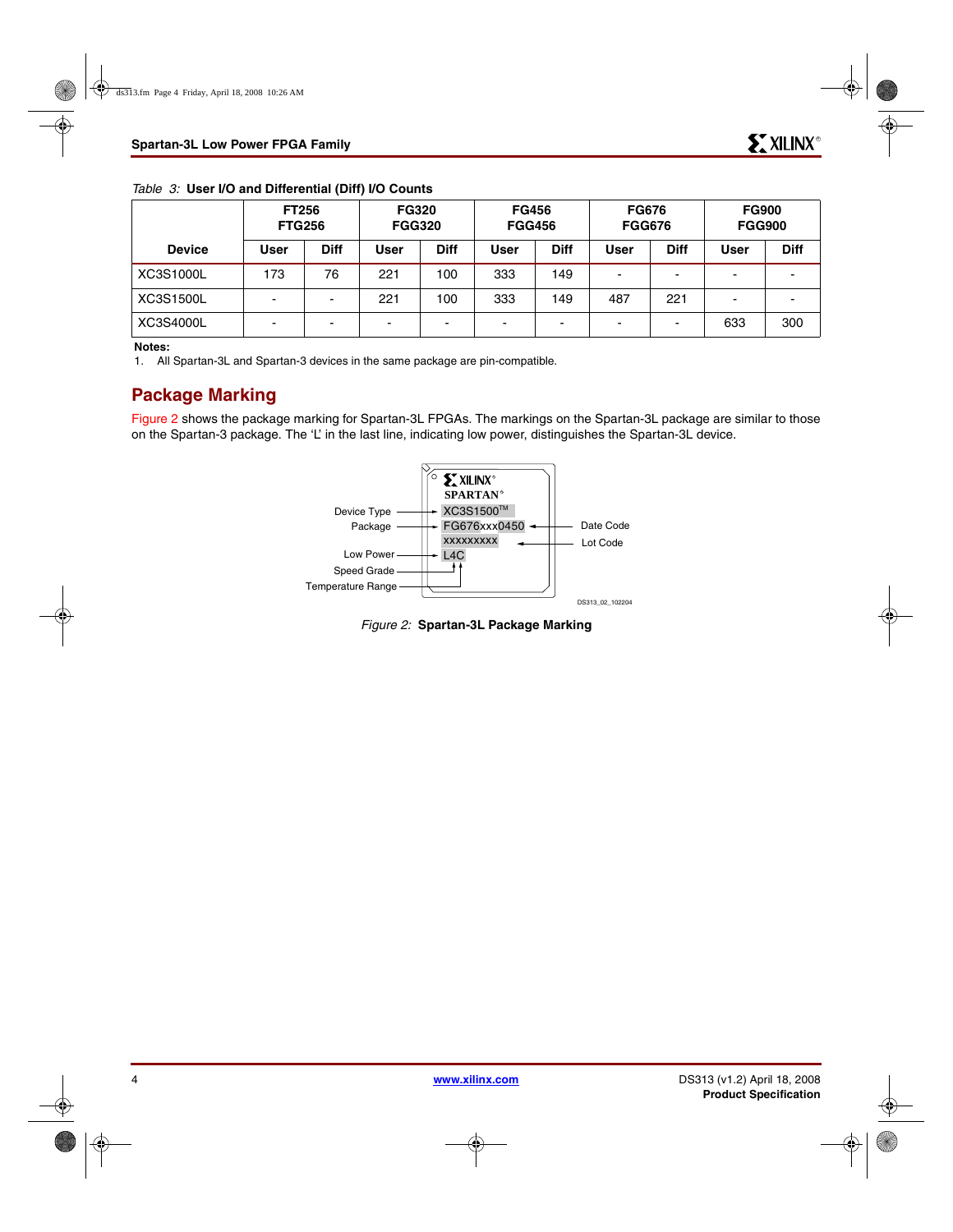*Table 3:* **User I/O and Differential (Diff) I/O Counts**

| Device | FT256 FTG256 | | FG320 FGG320 | | FG456 FGG456 | | FG676 FGG676 | | FG900 FGG900 | |
|---|---|---|---|---|---|---|---|---|---|---|
| | **User** | **Diff** | **User** | **Diff** | **User** | **Diff** | **User** | **Diff** | **User** | **Diff** |
| XC3S1000L | 173 | 76 | 221 | 100 | 333 | 149 | - | - | - | - |
| XC3S1500L | - | - | 221 | 100 | 333 | 149 | 487 | 221 | - | - |
| XC3S4000L | - | - | - | - | - | - | - | - | 633 | 300 |

**Notes:**
1. All Spartan-3L and Spartan-3 devices in the same package are pin-compatible.

## Package Marking

Figure 2 shows the package marking for Spartan-3L FPGAs. The markings on the Spartan-3L package are similar to those on the Spartan-3 package. The 'L' in the last line, indicating low power, distinguishes the Spartan-3L device.

XILINX®
SPARTAN®
XC3S1500™
FG676xxx0450
xxxxxxxxx
L4C

Device Type, Package, Date Code, Lot Code, Low Power, Speed Grade, Temperature Range

DS313_02_102204

*Figure 2:* **Spartan-3L Package Marking**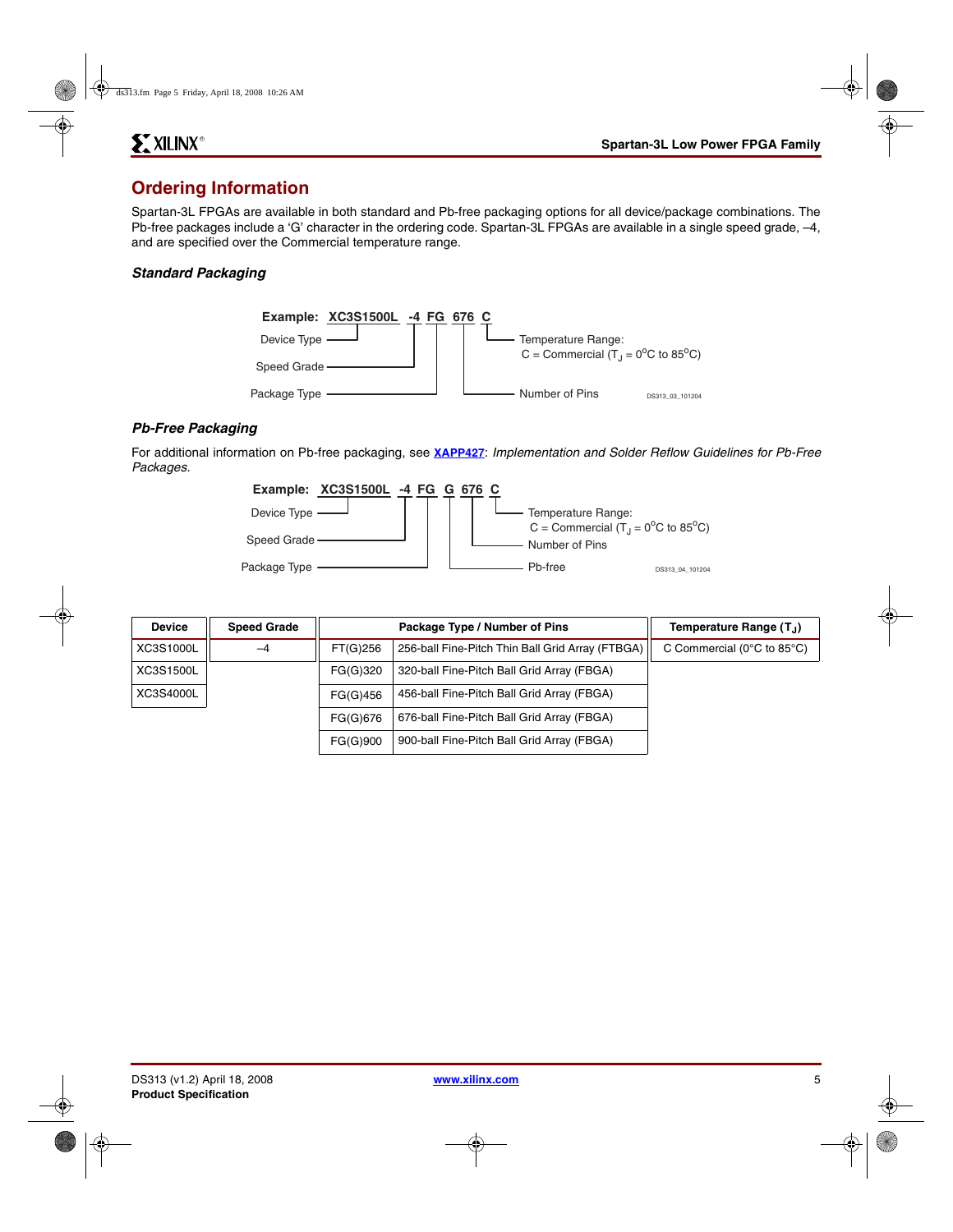## Ordering Information

Spartan-3L FPGAs are available in both standard and Pb-free packaging options for all device/package combinations. The Pb-free packages include a 'G' character in the ordering code. Spartan-3L FPGAs are available in a single speed grade, –4, and are specified over the Commercial temperature range.

### *Standard Packaging*

**Example: XC3S1500L -4 FG 676 C**

- Device Type: XC3S1500L
- Speed Grade: -4
- Package Type: FG
- Number of Pins: 676
- Temperature Range: C = Commercial ($T_J$ = 0°C to 85°C)

DS313_03_101204

### *Pb-Free Packaging*

For additional information on Pb-free packaging, see **XAPP427**: *Implementation and Solder Reflow Guidelines for Pb-Free Packages*.

**Example: XC3S1500L -4 FG G 676 C**

- Device Type: XC3S1500L
- Speed Grade: -4
- Package Type: FG
- Pb-free: G
- Number of Pins: 676
- Temperature Range: C = Commercial ($T_J$ = 0°C to 85°C)

DS313_04_101204

| Device | Speed Grade | Package Type / Number of Pins | | Temperature Range ($T_J$) |
|---|---|---|---|---|
| XC3S1000L | –4 | FT(G)256 | 256-ball Fine-Pitch Thin Ball Grid Array (FTBGA) | C Commercial (0°C to 85°C) |
| XC3S1500L | | FG(G)320 | 320-ball Fine-Pitch Ball Grid Array (FBGA) | |
| XC3S4000L | | FG(G)456 | 456-ball Fine-Pitch Ball Grid Array (FBGA) | |
| | | FG(G)676 | 676-ball Fine-Pitch Ball Grid Array (FBGA) | |
| | | FG(G)900 | 900-ball Fine-Pitch Ball Grid Array (FBGA) | |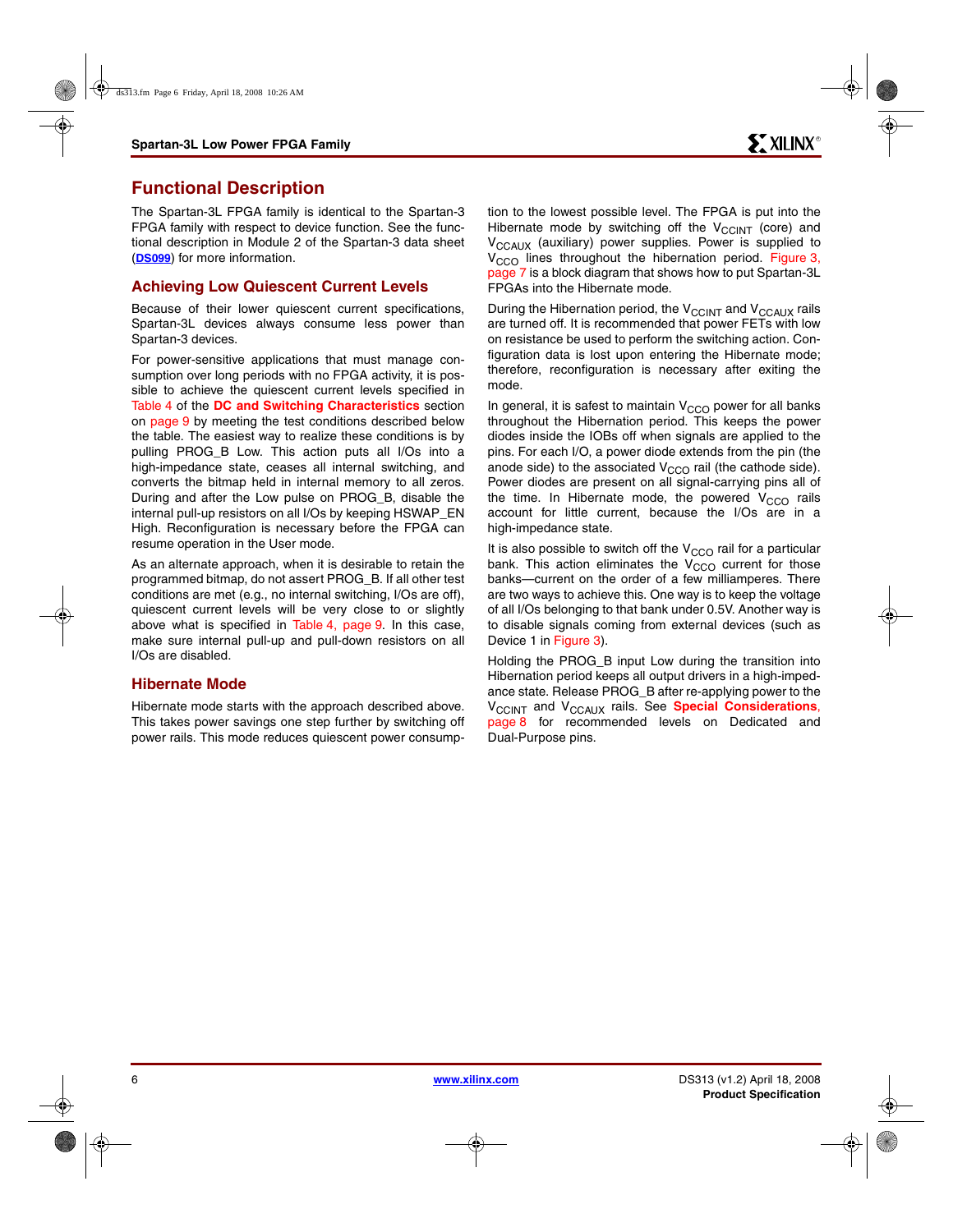## Functional Description

The Spartan-3L FPGA family is identical to the Spartan-3 FPGA family with respect to device function. See the functional description in Module 2 of the Spartan-3 data sheet (DS099) for more information.

### Achieving Low Quiescent Current Levels

Because of their lower quiescent current specifications, Spartan-3L devices always consume less power than Spartan-3 devices.

For power-sensitive applications that must manage consumption over long periods with no FPGA activity, it is possible to achieve the quiescent current levels specified in Table 4 of the **DC and Switching Characteristics** section on page 9 by meeting the test conditions described below the table. The easiest way to realize these conditions is by pulling PROG_B Low. This action puts all I/Os into a high-impedance state, ceases all internal switching, and converts the bitmap held in internal memory to all zeros. During and after the Low pulse on PROG_B, disable the internal pull-up resistors on all I/Os by keeping HSWAP_EN High. Reconfiguration is necessary before the FPGA can resume operation in the User mode.

As an alternate approach, when it is desirable to retain the programmed bitmap, do not assert PROG_B. If all other test conditions are met (e.g., no internal switching, I/Os are off), quiescent current levels will be very close to or slightly above what is specified in Table 4, page 9. In this case, make sure internal pull-up and pull-down resistors on all I/Os are disabled.

### Hibernate Mode

Hibernate mode starts with the approach described above. This takes power savings one step further by switching off power rails. This mode reduces quiescent power consumption to the lowest possible level. The FPGA is put into the Hibernate mode by switching off the $V_{CCINT}$ (core) and $V_{CCAUX}$ (auxiliary) power supplies. Power is supplied to $V_{CCO}$ lines throughout the hibernation period. Figure 3, page 7 is a block diagram that shows how to put Spartan-3L FPGAs into the Hibernate mode.

During the Hibernation period, the $V_{CCINT}$ and $V_{CCAUX}$ rails are turned off. It is recommended that power FETs with low on resistance be used to perform the switching action. Configuration data is lost upon entering the Hibernate mode; therefore, reconfiguration is necessary after exiting the mode.

In general, it is safest to maintain $V_{CCO}$ power for all banks throughout the Hibernation period. This keeps the power diodes inside the IOBs off when signals are applied to the pins. For each I/O, a power diode extends from the pin (the anode side) to the associated $V_{CCO}$ rail (the cathode side). Power diodes are present on all signal-carrying pins all of the time. In Hibernate mode, the powered $V_{CCO}$ rails account for little current, because the I/Os are in a high-impedance state.

It is also possible to switch off the $V_{CCO}$ rail for a particular bank. This action eliminates the $V_{CCO}$ current for those banks—current on the order of a few milliamperes. There are two ways to achieve this. One way is to keep the voltage of all I/Os belonging to that bank under 0.5V. Another way is to disable signals coming from external devices (such as Device 1 in Figure 3).

Holding the PROG_B input Low during the transition into Hibernation period keeps all output drivers in a high-impedance state. Release PROG_B after re-applying power to the $V_{CCINT}$ and $V_{CCAUX}$ rails. See **Special Considerations**, page 8 for recommended levels on Dedicated and Dual-Purpose pins.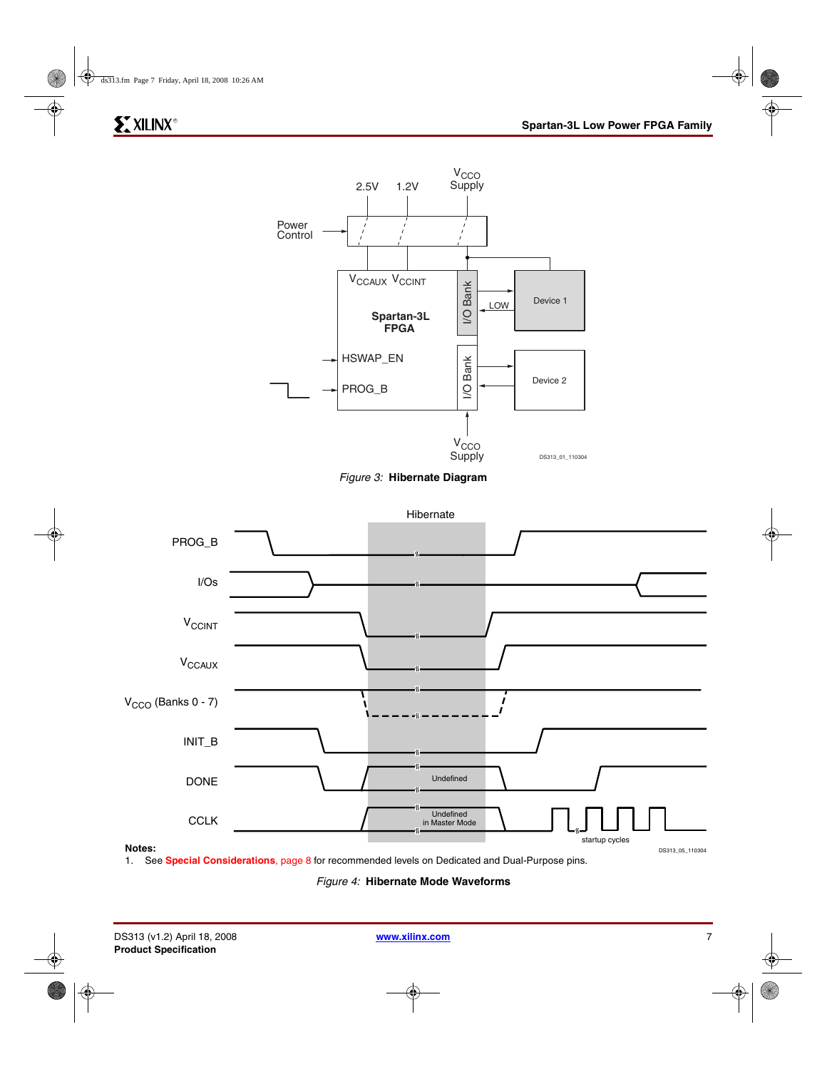Figure 3: **Hibernate Diagram**

**Notes:**

1. See **Special Considerations**, page 8 for recommended levels on Dedicated and Dual-Purpose pins.

Figure 4: **Hibernate Mode Waveforms**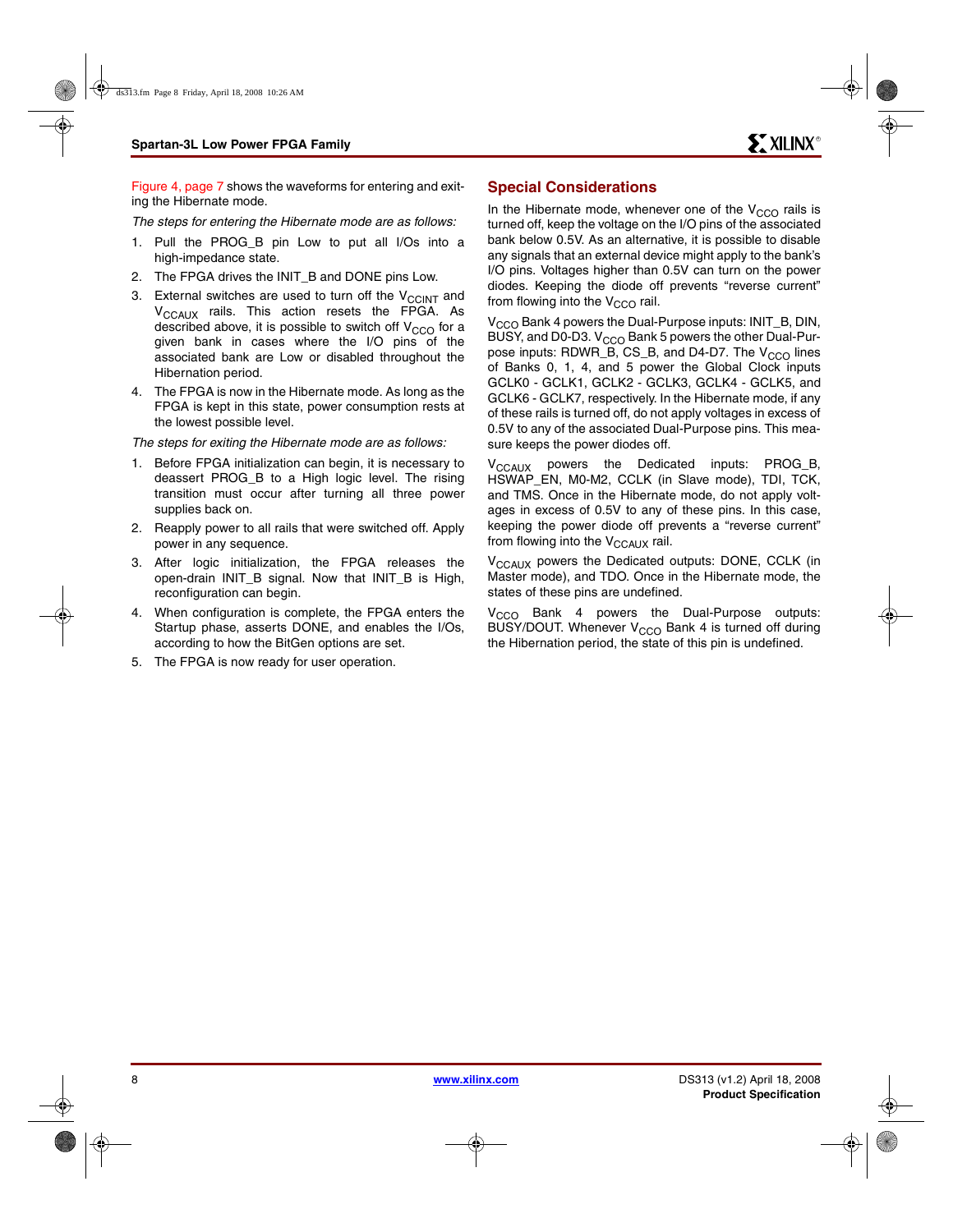Figure 4, page 7 shows the waveforms for entering and exiting the Hibernate mode.

*The steps for entering the Hibernate mode are as follows:*

1. Pull the PROG_B pin Low to put all I/Os into a high-impedance state.
2. The FPGA drives the INIT_B and DONE pins Low.
3. External switches are used to turn off the $V_{CCINT}$ and $V_{CCAUX}$ rails. This action resets the FPGA. As described above, it is possible to switch off $V_{CCO}$ for a given bank in cases where the I/O pins of the associated bank are Low or disabled throughout the Hibernation period.
4. The FPGA is now in the Hibernate mode. As long as the FPGA is kept in this state, power consumption rests at the lowest possible level.

*The steps for exiting the Hibernate mode are as follows:*

1. Before FPGA initialization can begin, it is necessary to deassert PROG_B to a High logic level. The rising transition must occur after turning all three power supplies back on.
2. Reapply power to all rails that were switched off. Apply power in any sequence.
3. After logic initialization, the FPGA releases the open-drain INIT_B signal. Now that INIT_B is High, reconfiguration can begin.
4. When configuration is complete, the FPGA enters the Startup phase, asserts DONE, and enables the I/Os, according to how the BitGen options are set.
5. The FPGA is now ready for user operation.

## Special Considerations

In the Hibernate mode, whenever one of the $V_{CCO}$ rails is turned off, keep the voltage on the I/O pins of the associated bank below 0.5V. As an alternative, it is possible to disable any signals that an external device might apply to the bank's I/O pins. Voltages higher than 0.5V can turn on the power diodes. Keeping the diode off prevents "reverse current" from flowing into the $V_{CCO}$ rail.

$V_{CCO}$ Bank 4 powers the Dual-Purpose inputs: INIT_B, DIN, BUSY, and D0-D3. $V_{CCO}$ Bank 5 powers the other Dual-Purpose inputs: RDWR_B, CS_B, and D4-D7. The $V_{CCO}$ lines of Banks 0, 1, 4, and 5 power the Global Clock inputs GCLK0 - GCLK1, GCLK2 - GCLK3, GCLK4 - GCLK5, and GCLK6 - GCLK7, respectively. In the Hibernate mode, if any of these rails is turned off, do not apply voltages in excess of 0.5V to any of the associated Dual-Purpose pins. This measure keeps the power diodes off.

$V_{CCAUX}$ powers the Dedicated inputs: PROG_B, HSWAP_EN, M0-M2, CCLK (in Slave mode), TDI, TCK, and TMS. Once in the Hibernate mode, do not apply voltages in excess of 0.5V to any of these pins. In this case, keeping the power diode off prevents a "reverse current" from flowing into the $V_{CCAUX}$ rail.

$V_{CCAUX}$ powers the Dedicated outputs: DONE, CCLK (in Master mode), and TDO. Once in the Hibernate mode, the states of these pins are undefined.

$V_{CCO}$ Bank 4 powers the Dual-Purpose outputs: BUSY/DOUT. Whenever $V_{CCO}$ Bank 4 is turned off during the Hibernation period, the state of this pin is undefined.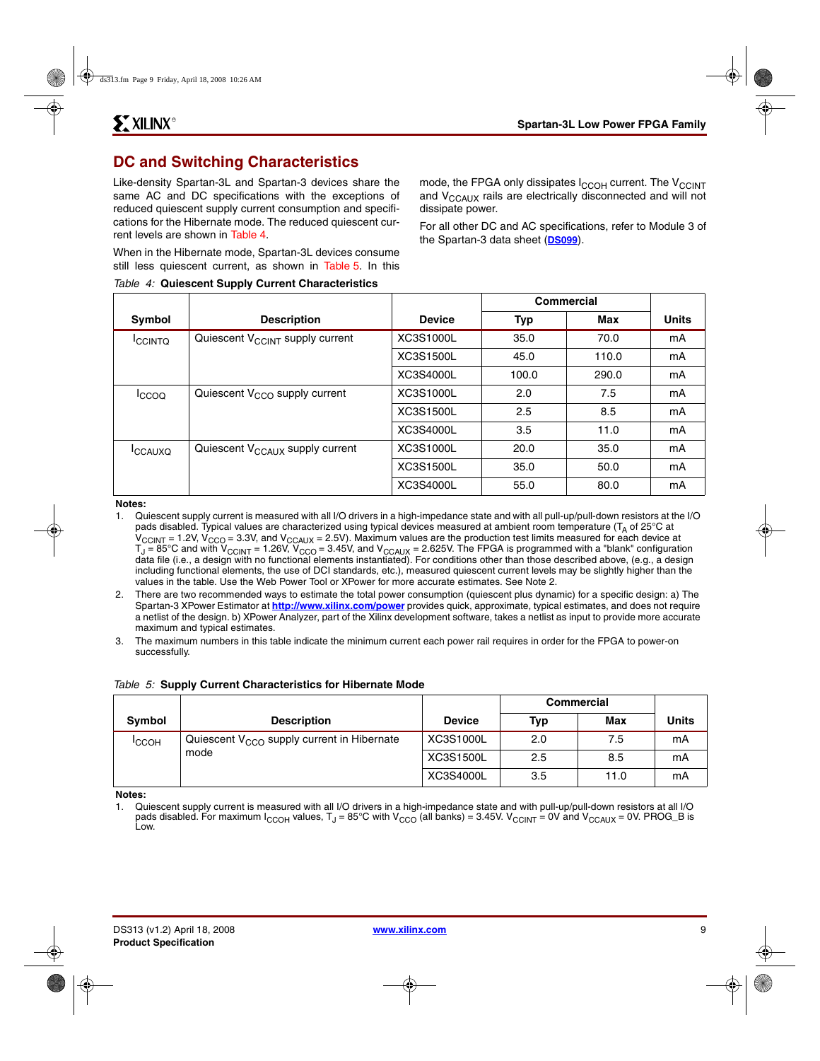## DC and Switching Characteristics

Like-density Spartan-3L and Spartan-3 devices share the same AC and DC specifications with the exceptions of reduced quiescent supply current consumption and specifications for the Hibernate mode. The reduced quiescent current levels are shown in Table 4.

When in the Hibernate mode, Spartan-3L devices consume still less quiescent current, as shown in Table 5. In this mode, the FPGA only dissipates $I_{CCOH}$ current. The $V_{CCINT}$ and $V_{CCAUX}$ rails are electrically disconnected and will not dissipate power.

For all other DC and AC specifications, refer to Module 3 of the Spartan-3 data sheet (DS099).

*Table 4:* **Quiescent Supply Current Characteristics**

| Symbol | Description | Device | Commercial | | Units |
|---|---|---|---|---|---|
| | | | Typ | Max | |
| $I_{CCINTQ}$ | Quiescent $V_{CCINT}$ supply current | XC3S1000L | 35.0 | 70.0 | mA |
| | | XC3S1500L | 45.0 | 110.0 | mA |
| | | XC3S4000L | 100.0 | 290.0 | mA |
| $I_{CCOQ}$ | Quiescent $V_{CCO}$ supply current | XC3S1000L | 2.0 | 7.5 | mA |
| | | XC3S1500L | 2.5 | 8.5 | mA |
| | | XC3S4000L | 3.5 | 11.0 | mA |
| $I_{CCAUXQ}$ | Quiescent $V_{CCAUX}$ supply current | XC3S1000L | 20.0 | 35.0 | mA |
| | | XC3S1500L | 35.0 | 50.0 | mA |
| | | XC3S4000L | 55.0 | 80.0 | mA |

**Notes:**

1. Quiescent supply current is measured with all I/O drivers in a high-impedance state and with all pull-up/pull-down resistors at the I/O pads disabled. Typical values are characterized using typical devices measured at ambient room temperature ($T_A$ of 25°C at $V_{CCINT}$ = 1.2V, $V_{CCO}$ = 3.3V, and $V_{CCAUX}$ = 2.5V). Maximum values are the production test limits measured for each device at $T_J$ = 85°C and with $V_{CCINT}$ = 1.26V, $V_{CCO}$ = 3.45V, and $V_{CCAUX}$ = 2.625V. The FPGA is programmed with a "blank" configuration data file (i.e., a design with no functional elements instantiated). For conditions other than those described above, (e.g., a design including functional elements, the use of DCI standards, etc.), measured quiescent current levels may be slightly higher than the values in the table. Use the Web Power Tool or XPower for more accurate estimates. See Note 2.
2. There are two recommended ways to estimate the total power consumption (quiescent plus dynamic) for a specific design: a) The Spartan-3 XPower Estimator at http://www.xilinx.com/power provides quick, approximate, typical estimates, and does not require a netlist of the design. b) XPower Analyzer, part of the Xilinx development software, takes a netlist as input to provide more accurate maximum and typical estimates.
3. The maximum numbers in this table indicate the minimum current each power rail requires in order for the FPGA to power-on successfully.

*Table 5:* **Supply Current Characteristics for Hibernate Mode**

| Symbol | Description | Device | Commercial | | Units |
|---|---|---|---|---|---|
| | | | Typ | Max | |
| $I_{CCOH}$ | Quiescent $V_{CCO}$ supply current in Hibernate mode | XC3S1000L | 2.0 | 7.5 | mA |
| | | XC3S1500L | 2.5 | 8.5 | mA |
| | | XC3S4000L | 3.5 | 11.0 | mA |

**Notes:**

1. Quiescent supply current is measured with all I/O drivers in a high-impedance state and with pull-up/pull-down resistors at all I/O pads disabled. For maximum $I_{CCOH}$ values, $T_J$ = 85°C with $V_{CCO}$ (all banks) = 3.45V. $V_{CCINT}$ = 0V and $V_{CCAUX}$ = 0V. PROG_B is Low.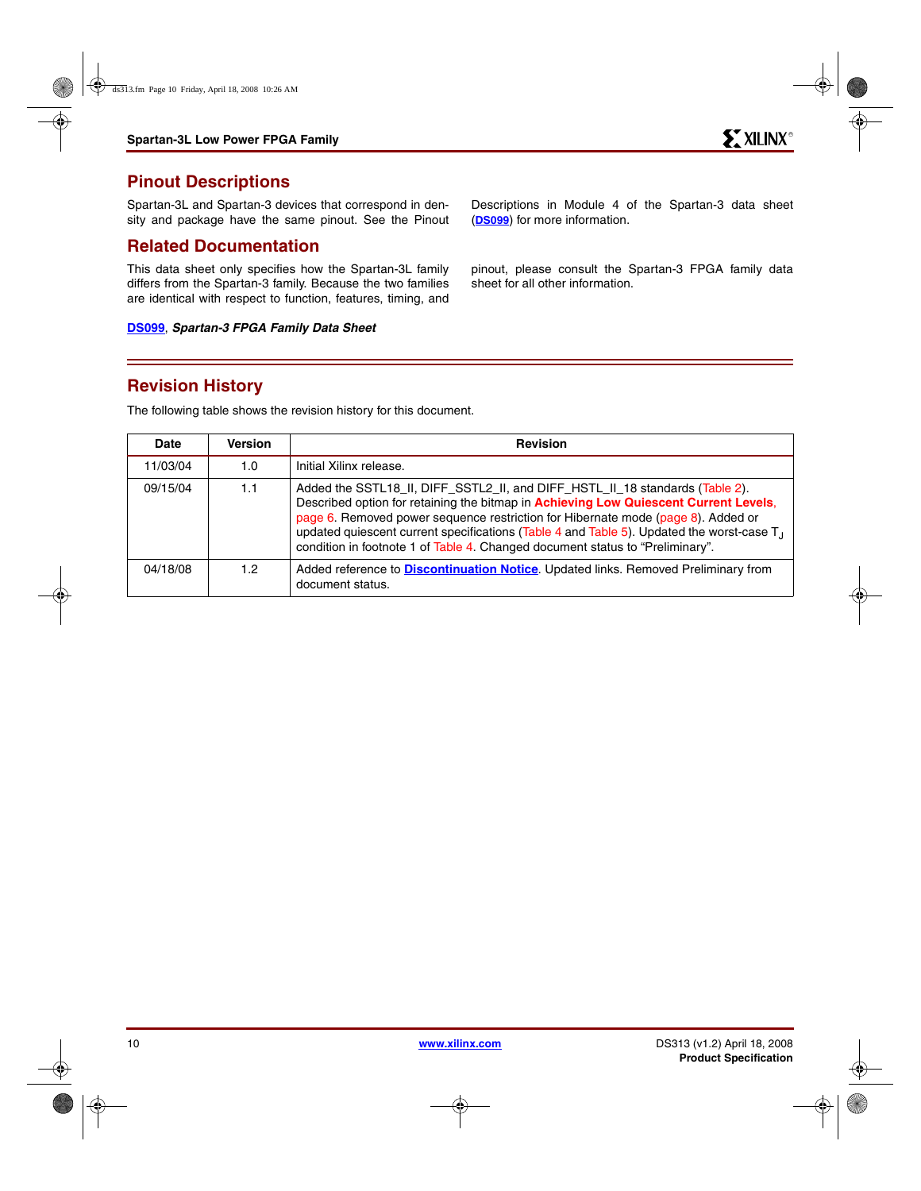## Pinout Descriptions

Spartan-3L and Spartan-3 devices that correspond in density and package have the same pinout. See the Pinout Descriptions in Module 4 of the Spartan-3 data sheet (**DS099**) for more information.

## Related Documentation

This data sheet only specifies how the Spartan-3L family differs from the Spartan-3 family. Because the two families are identical with respect to function, features, timing, and pinout, please consult the Spartan-3 FPGA family data sheet for all other information.

**DS099**, ***Spartan-3 FPGA Family Data Sheet***

## Revision History

The following table shows the revision history for this document.

| Date | Version | Revision |
| --- | --- | --- |
| 11/03/04 | 1.0 | Initial Xilinx release. |
| 09/15/04 | 1.1 | Added the SSTL18_II, DIFF_SSTL2_II, and DIFF_HSTL_II_18 standards (Table 2). Described option for retaining the bitmap in **Achieving Low Quiescent Current Levels**, page 6. Removed power sequence restriction for Hibernate mode (page 8). Added or updated quiescent current specifications (Table 4 and Table 5). Updated the worst-case $T_J$ condition in footnote 1 of Table 4. Changed document status to "Preliminary". |
| 04/18/08 | 1.2 | Added reference to **Discontinuation Notice**. Updated links. Removed Preliminary from document status. |